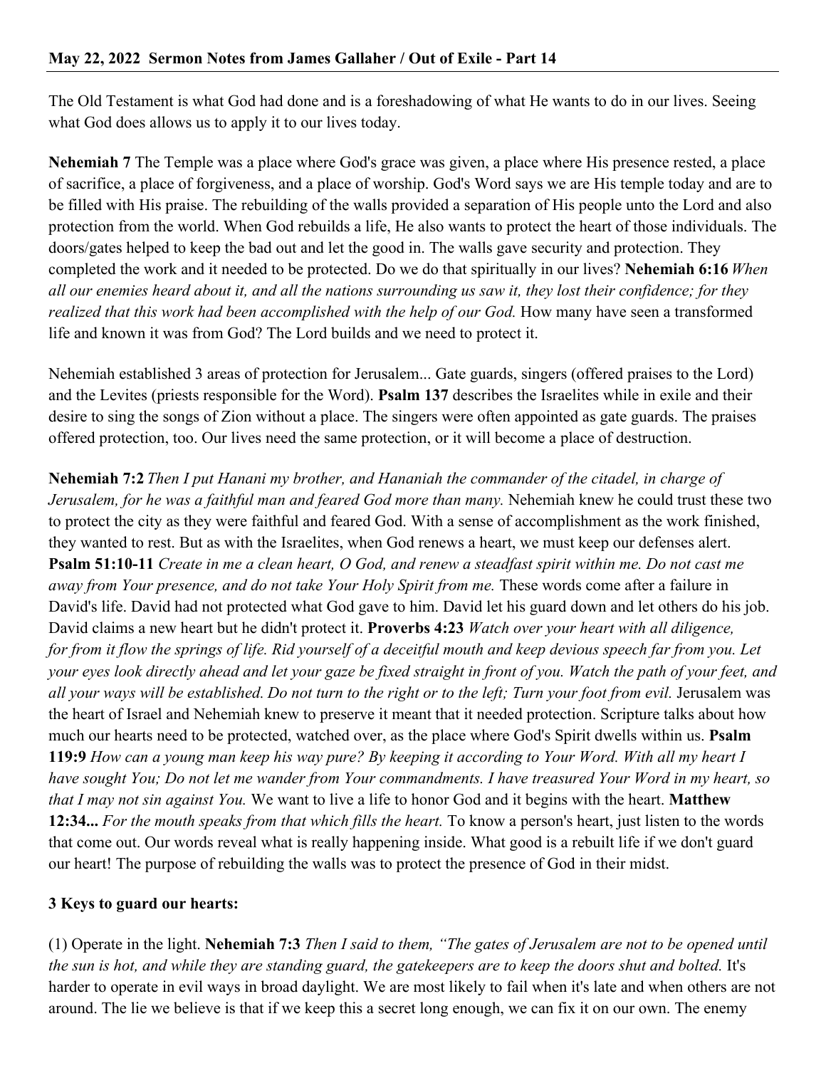**May 22, 2022 Sermon Notes from James Gallaher / Out of Exile - Part 14**

The Old Testament is what God had done and is a foreshadowing of what He wants to do in our lives. Seeing what God does allows us to apply it to our lives today.

**Nehemiah 7** The Temple was a place where God's grace was given, a place where His presence rested, a place of sacrifice, a place of forgiveness, and a place of worship. God's Word says we are His temple today and are to be filled with His praise. The rebuilding of the walls provided a separation of His people unto the Lord and also protection from the world. When God rebuilds a life, He also wants to protect the heart of those individuals. The doors/gates helped to keep the bad out and let the good in. The walls gave security and protection. They completed the work and it needed to be protected. Do we do that spiritually in our lives? **Nehemiah 6:16** *When all our enemies heard about it, and all the nations surrounding us saw it, they lost their confidence; for they realized that this work had been accomplished with the help of our God.* How many have seen a transformed life and known it was from God? The Lord builds and we need to protect it.

Nehemiah established 3 areas of protection for Jerusalem... Gate guards, singers (offered praises to the Lord) and the Levites (priests responsible for the Word). **Psalm 137** describes the Israelites while in exile and their desire to sing the songs of Zion without a place. The singers were often appointed as gate guards. The praises offered protection, too. Our lives need the same protection, or it will become a place of destruction.

**Nehemiah 7:2** *Then I put Hanani my brother, and Hananiah the commander of the citadel, in charge of Jerusalem, for he was a faithful man and feared God more than many.* Nehemiah knew he could trust these two to protect the city as they were faithful and feared God. With a sense of accomplishment as the work finished, they wanted to rest. But as with the Israelites, when God renews a heart, we must keep our defenses alert. **Psalm 51:10-11** *Create in me a clean heart, O God, and renew a steadfast spirit within me. Do not cast me away from Your presence, and do not take Your Holy Spirit from me.* These words come after a failure in David's life. David had not protected what God gave to him. David let his guard down and let others do his job. David claims a new heart but he didn't protect it. **Proverbs 4:23** *Watch over your heart with all diligence, for from it flow the springs of life. Rid yourself of a deceitful mouth and keep devious speech far from you. Let your eyes look directly ahead and let your gaze be fixed straight in front of you. Watch the path of your feet, and all your ways will be established. Do not turn to the right or to the left; Turn your foot from evil.* Jerusalem was the heart of Israel and Nehemiah knew to preserve it meant that it needed protection. Scripture talks about how much our hearts need to be protected, watched over, as the place where God's Spirit dwells within us. **Psalm 119:9** *How can a young man keep his way pure? By keeping it according to Your Word. With all my heart I have sought You; Do not let me wander from Your commandments. I have treasured Your Word in my heart, so that I may not sin against You.* We want to live a life to honor God and it begins with the heart. **Matthew 12:34...** *For the mouth speaks from that which fills the heart.* To know a person's heart, just listen to the words that come out. Our words reveal what is really happening inside. What good is a rebuilt life if we don't guard our heart! The purpose of rebuilding the walls was to protect the presence of God in their midst.

**3 Keys to guard our hearts:**

(1) Operate in the light. **Nehemiah 7:3** *Then I said to them, "The gates of Jerusalem are not to be opened until the sun is hot, and while they are standing guard, the gatekeepers are to keep the doors shut and bolted.* It's harder to operate in evil ways in broad daylight. We are most likely to fail when it's late and when others are not around. The lie we believe is that if we keep this a secret long enough, we can fix it on our own. The enemy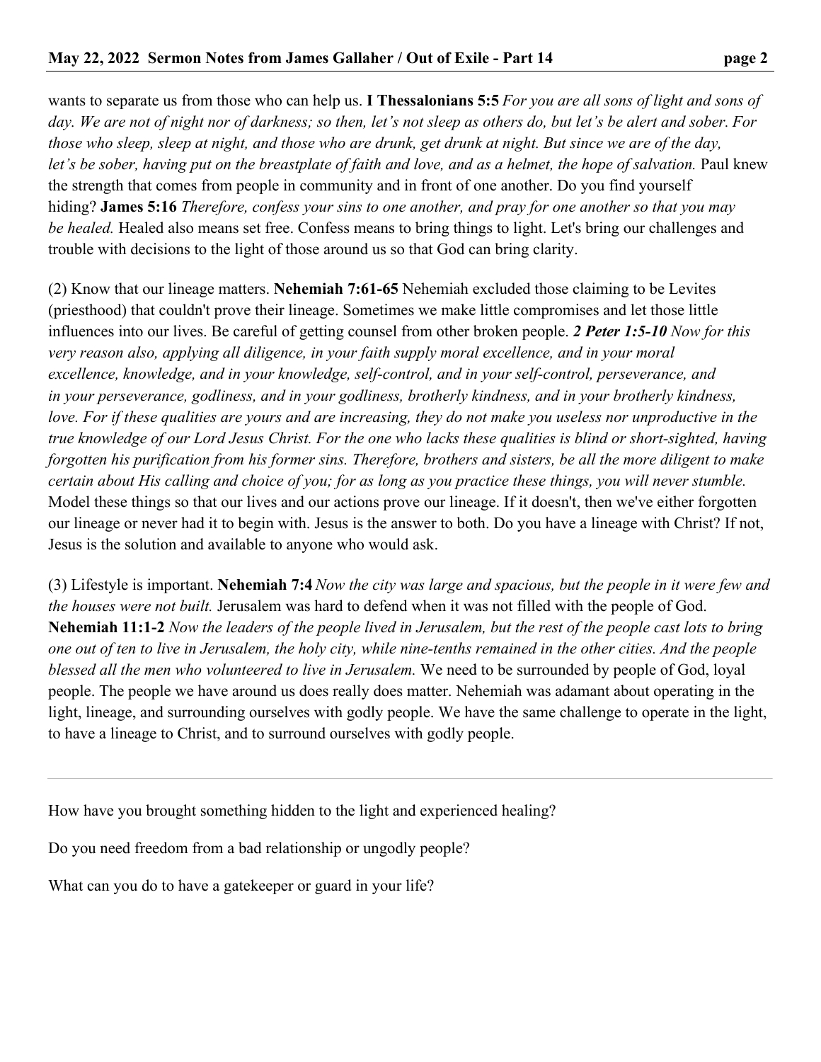wants to separate us from those who can help us. **I Thessalonians 5:5** *For you are all sons of light and sons of day. We are not of night nor of darkness; so then, let's not sleep as others do, but let's be alert and sober. For those who sleep, sleep at night, and those who are drunk, get drunk at night. But since we are of the day, let's be sober, having put on the breastplate of faith and love, and as a helmet, the hope of salvation.* Paul knew the strength that comes from people in community and in front of one another. Do you find yourself hiding? **James 5:16** *Therefore, confess your sins to one another, and pray for one another so that you may be healed.* Healed also means set free. Confess means to bring things to light. Let's bring our challenges and trouble with decisions to the light of those around us so that God can bring clarity.

(2) Know that our lineage matters. **Nehemiah 7:61-65** Nehemiah excluded those claiming to be Levites (priesthood) that couldn't prove their lineage. Sometimes we make little compromises and let those little influences into our lives. Be careful of getting counsel from other broken people. ***2 Peter 1:5-10*** *Now for this very reason also, applying all diligence, in your faith supply moral excellence, and in your moral excellence, knowledge, and in your knowledge, self-control, and in your self-control, perseverance, and in your perseverance, godliness, and in your godliness, brotherly kindness, and in your brotherly kindness, love. For if these qualities are yours and are increasing, they do not make you useless nor unproductive in the true knowledge of our Lord Jesus Christ. For the one who lacks these qualities is blind or short-sighted, having forgotten his purification from his former sins. Therefore, brothers and sisters, be all the more diligent to make certain about His calling and choice of you; for as long as you practice these things, you will never stumble.* Model these things so that our lives and our actions prove our lineage. If it doesn't, then we've either forgotten our lineage or never had it to begin with. Jesus is the answer to both. Do you have a lineage with Christ? If not, Jesus is the solution and available to anyone who would ask.

(3) Lifestyle is important. **Nehemiah 7:4** *Now the city was large and spacious, but the people in it were few and the houses were not built.* Jerusalem was hard to defend when it was not filled with the people of God. **Nehemiah 11:1-2** *Now the leaders of the people lived in Jerusalem, but the rest of the people cast lots to bring one out of ten to live in Jerusalem, the holy city, while nine-tenths remained in the other cities. And the people blessed all the men who volunteered to live in Jerusalem.* We need to be surrounded by people of God, loyal people. The people we have around us does really does matter. Nehemiah was adamant about operating in the light, lineage, and surrounding ourselves with godly people. We have the same challenge to operate in the light, to have a lineage to Christ, and to surround ourselves with godly people.

---

How have you brought something hidden to the light and experienced healing?

Do you need freedom from a bad relationship or ungodly people?

What can you do to have a gatekeeper or guard in your life?